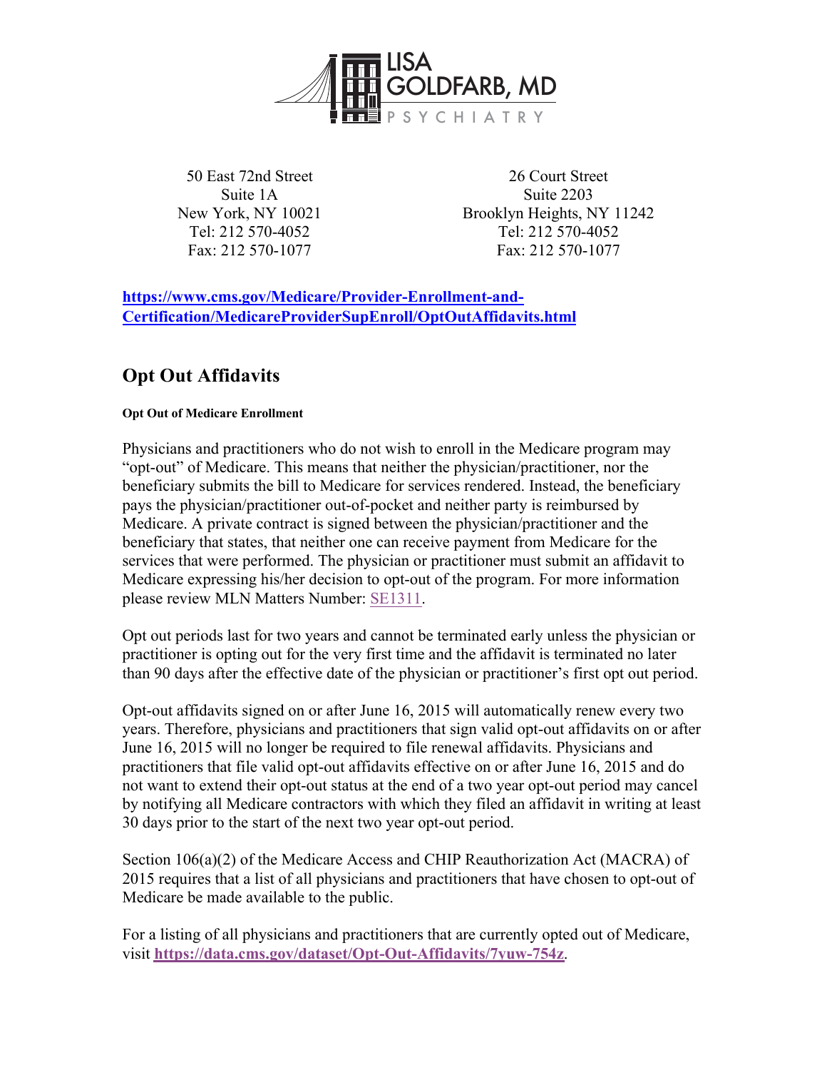LISA GOLDFARB, MD
PSYCHIATRY

50 East 72nd Street
Suite 1A
New York, NY 10021
Tel: 212 570-4052
Fax: 212 570-1077

26 Court Street
Suite 2203
Brooklyn Heights, NY 11242
Tel: 212 570-4052
Fax: 212 570-1077

**https://www.cms.gov/Medicare/Provider-Enrollment-and-Certification/MedicareProviderSupEnroll/OptOutAffidavits.html**

## Opt Out Affidavits

**Opt Out of Medicare Enrollment**

Physicians and practitioners who do not wish to enroll in the Medicare program may "opt-out" of Medicare. This means that neither the physician/practitioner, nor the beneficiary submits the bill to Medicare for services rendered. Instead, the beneficiary pays the physician/practitioner out-of-pocket and neither party is reimbursed by Medicare. A private contract is signed between the physician/practitioner and the beneficiary that states, that neither one can receive payment from Medicare for the services that were performed. The physician or practitioner must submit an affidavit to Medicare expressing his/her decision to opt-out of the program. For more information please review MLN Matters Number: SE1311.

Opt out periods last for two years and cannot be terminated early unless the physician or practitioner is opting out for the very first time and the affidavit is terminated no later than 90 days after the effective date of the physician or practitioner's first opt out period.

Opt-out affidavits signed on or after June 16, 2015 will automatically renew every two years. Therefore, physicians and practitioners that sign valid opt-out affidavits on or after June 16, 2015 will no longer be required to file renewal affidavits. Physicians and practitioners that file valid opt-out affidavits effective on or after June 16, 2015 and do not want to extend their opt-out status at the end of a two year opt-out period may cancel by notifying all Medicare contractors with which they filed an affidavit in writing at least 30 days prior to the start of the next two year opt-out period.

Section 106(a)(2) of the Medicare Access and CHIP Reauthorization Act (MACRA) of 2015 requires that a list of all physicians and practitioners that have chosen to opt-out of Medicare be made available to the public.

For a listing of all physicians and practitioners that are currently opted out of Medicare, visit **https://data.cms.gov/dataset/Opt-Out-Affidavits/7yuw-754z**.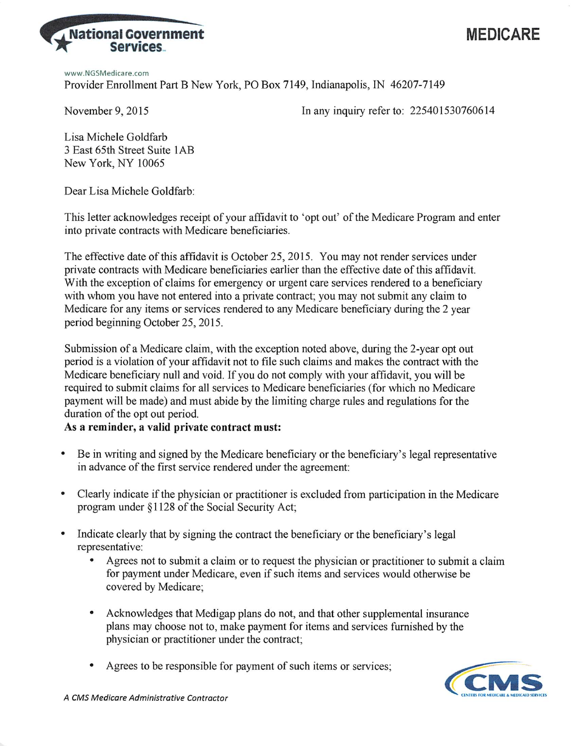National Government Services

# MEDICARE

www.NGSMedicare.com
Provider Enrollment Part B New York, PO Box 7149, Indianapolis, IN 46207-7149

November 9, 2015

In any inquiry refer to: 225401530760614

Lisa Michele Goldfarb
3 East 65th Street Suite 1AB
New York, NY 10065

Dear Lisa Michele Goldfarb:

This letter acknowledges receipt of your affidavit to 'opt out' of the Medicare Program and enter into private contracts with Medicare beneficiaries.

The effective date of this affidavit is October 25, 2015. You may not render services under private contracts with Medicare beneficiaries earlier than the effective date of this affidavit. With the exception of claims for emergency or urgent care services rendered to a beneficiary with whom you have not entered into a private contract; you may not submit any claim to Medicare for any items or services rendered to any Medicare beneficiary during the 2 year period beginning October 25, 2015.

Submission of a Medicare claim, with the exception noted above, during the 2-year opt out period is a violation of your affidavit not to file such claims and makes the contract with the Medicare beneficiary null and void. If you do not comply with your affidavit, you will be required to submit claims for all services to Medicare beneficiaries (for which no Medicare payment will be made) and must abide by the limiting charge rules and regulations for the duration of the opt out period.

**As a reminder, a valid private contract must:**

- Be in writing and signed by the Medicare beneficiary or the beneficiary's legal representative in advance of the first service rendered under the agreement:
- Clearly indicate if the physician or practitioner is excluded from participation in the Medicare program under §1128 of the Social Security Act;
- Indicate clearly that by signing the contract the beneficiary or the beneficiary's legal representative:
  - Agrees not to submit a claim or to request the physician or practitioner to submit a claim for payment under Medicare, even if such items and services would otherwise be covered by Medicare;
  - Acknowledges that Medigap plans do not, and that other supplemental insurance plans may choose not to, make payment for items and services furnished by the physician or practitioner under the contract;
  - Agrees to be responsible for payment of such items or services;

*A CMS Medicare Administrative Contractor*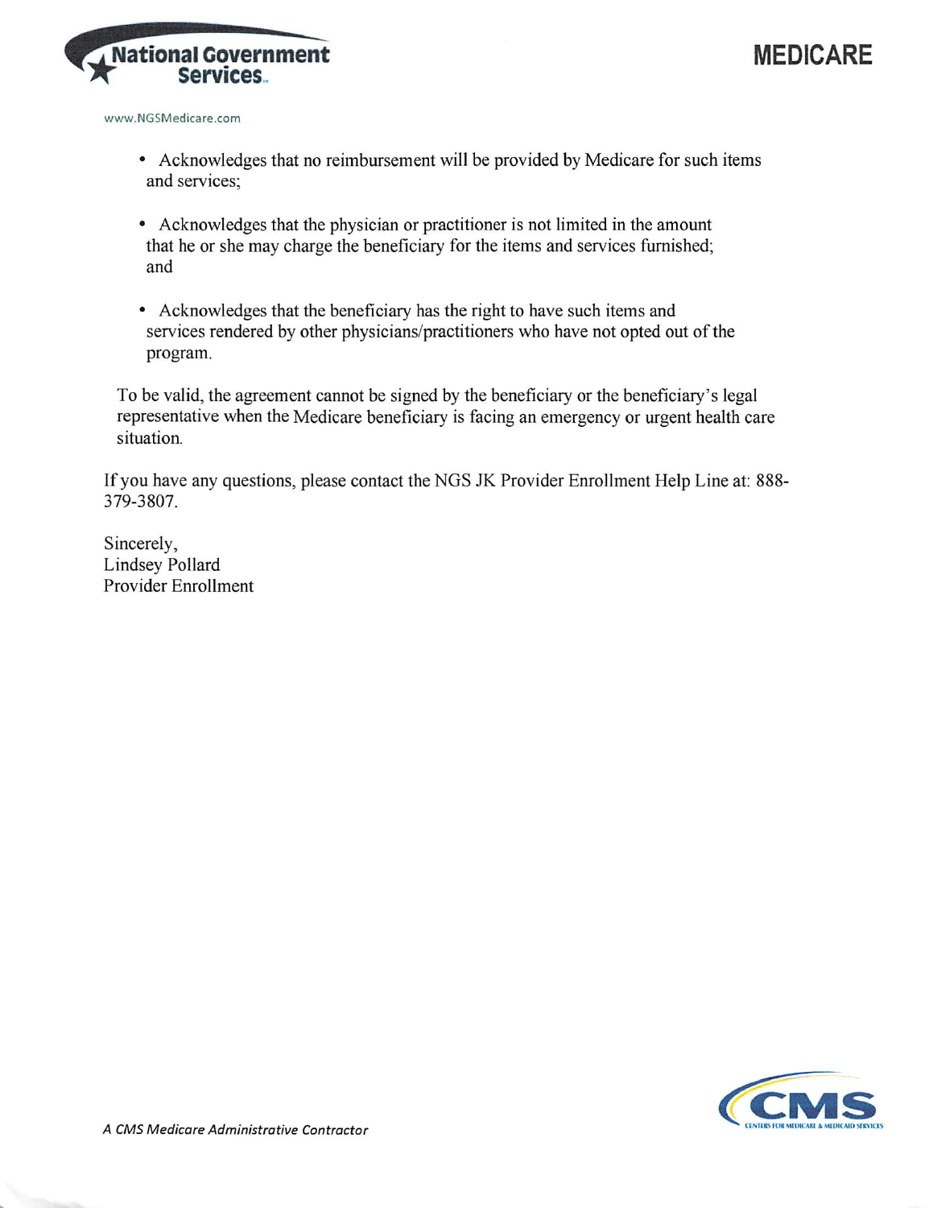- Acknowledges that no reimbursement will be provided by Medicare for such items and services;
- Acknowledges that the physician or practitioner is not limited in the amount that he or she may charge the beneficiary for the items and services furnished; and
- Acknowledges that the beneficiary has the right to have such items and services rendered by other physicians/practitioners who have not opted out of the program.

To be valid, the agreement cannot be signed by the beneficiary or the beneficiary's legal representative when the Medicare beneficiary is facing an emergency or urgent health care situation.

If you have any questions, please contact the NGS JK Provider Enrollment Help Line at: 888-379-3807.

Sincerely,
Lindsey Pollard
Provider Enrollment